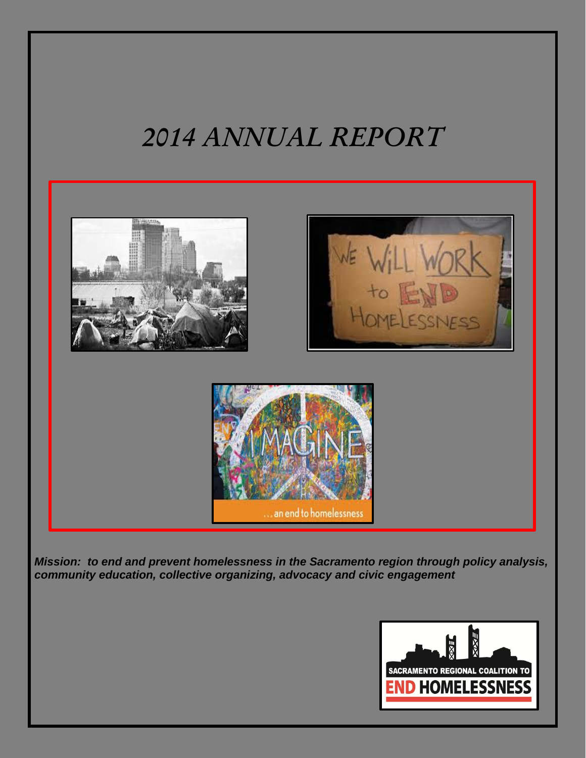# 2014 ANNUAL REPORT

***Mission: to end and prevent homelessness in the Sacramento region through policy analysis, community education, collective organizing, advocacy and civic engagement***

SACRAMENTO REGIONAL COALITION TO END HOMELESSNESS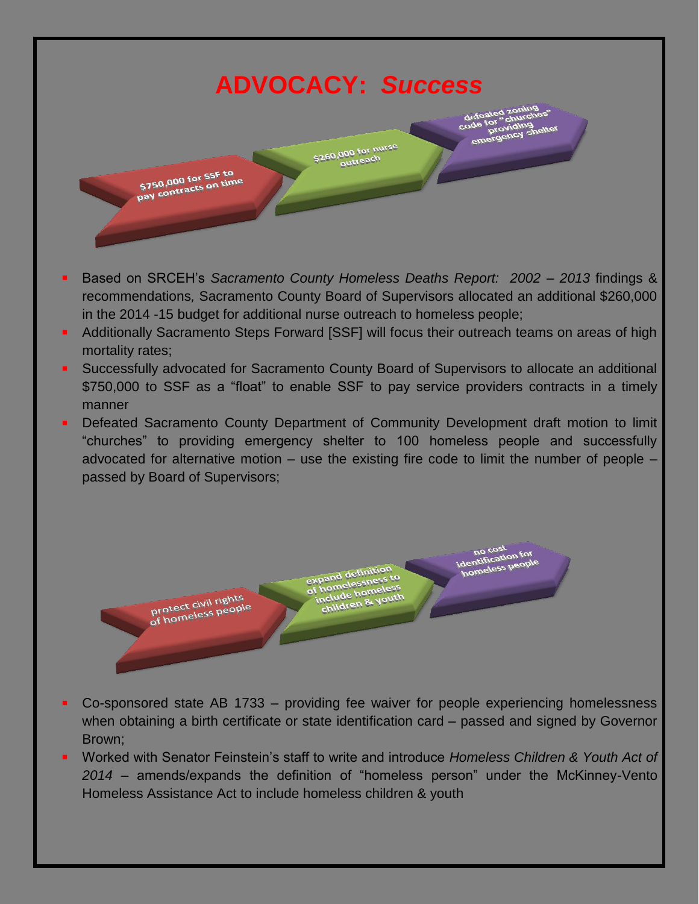# ADVOCACY: *Success*

$750,000 for SSF to pay contracts on time

$260,000 for nurse outreach

defeated zoning code for "churches" providing emergency shelter

- Based on SRCEH's *Sacramento County Homeless Deaths Report: 2002 – 2013* findings & recommendations, Sacramento County Board of Supervisors allocated an additional $260,000 in the 2014 -15 budget for additional nurse outreach to homeless people;
- Additionally Sacramento Steps Forward [SSF] will focus their outreach teams on areas of high mortality rates;
- Successfully advocated for Sacramento County Board of Supervisors to allocate an additional $750,000 to SSF as a "float" to enable SSF to pay service providers contracts in a timely manner
- Defeated Sacramento County Department of Community Development draft motion to limit "churches" to providing emergency shelter to 100 homeless people and successfully advocated for alternative motion – use the existing fire code to limit the number of people – passed by Board of Supervisors;

protect civil rights of homeless people

expand definition of homelessness to include homeless children & youth

no cost identification for homeless people

- Co-sponsored state AB 1733 – providing fee waiver for people experiencing homelessness when obtaining a birth certificate or state identification card – passed and signed by Governor Brown;
- Worked with Senator Feinstein's staff to write and introduce *Homeless Children & Youth Act of 2014* – amends/expands the definition of "homeless person" under the McKinney-Vento Homeless Assistance Act to include homeless children & youth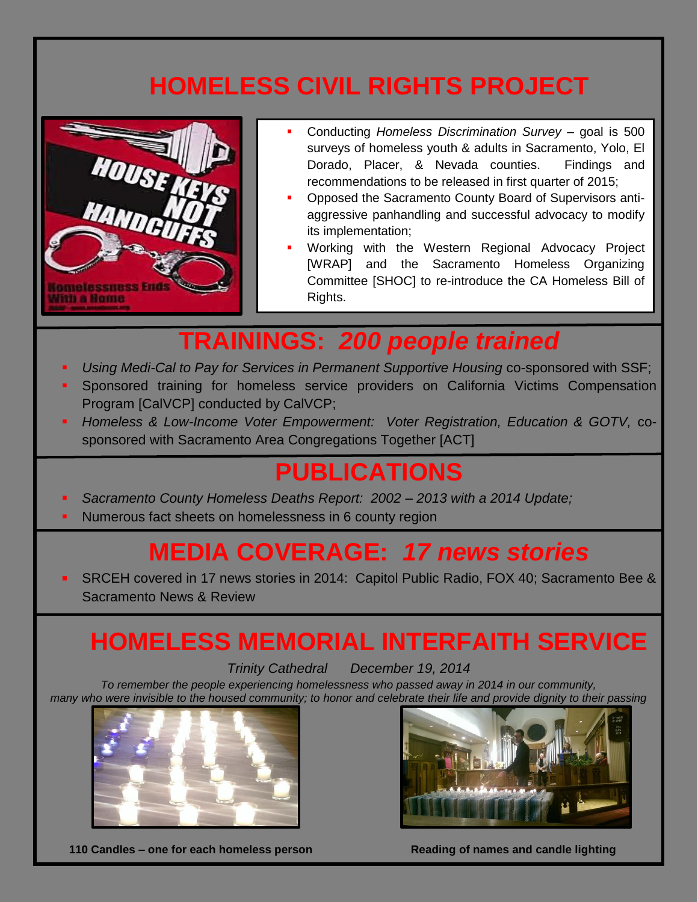# HOMELESS CIVIL RIGHTS PROJECT

- Conducting *Homeless Discrimination Survey* – goal is 500 surveys of homeless youth & adults in Sacramento, Yolo, El Dorado, Placer, & Nevada counties. Findings and recommendations to be released in first quarter of 2015;
- Opposed the Sacramento County Board of Supervisors anti-aggressive panhandling and successful advocacy to modify its implementation;
- Working with the Western Regional Advocacy Project [WRAP] and the Sacramento Homeless Organizing Committee [SHOC] to re-introduce the CA Homeless Bill of Rights.

# TRAININGS: *200 people trained*

- *Using Medi-Cal to Pay for Services in Permanent Supportive Housing* co-sponsored with SSF;
- Sponsored training for homeless service providers on California Victims Compensation Program [CalVCP] conducted by CalVCP;
- *Homeless & Low-Income Voter Empowerment: Voter Registration, Education & GOTV,* co-sponsored with Sacramento Area Congregations Together [ACT]

# PUBLICATIONS

- *Sacramento County Homeless Deaths Report: 2002 – 2013 with a 2014 Update;*
- Numerous fact sheets on homelessness in 6 county region

# MEDIA COVERAGE: *17 news stories*

- SRCEH covered in 17 news stories in 2014: Capitol Public Radio, FOX 40; Sacramento Bee & Sacramento News & Review

# HOMELESS MEMORIAL INTERFAITH SERVICE

*Trinity Cathedral December 19, 2014*

*To remember the people experiencing homelessness who passed away in 2014 in our community, many who were invisible to the housed community; to honor and celebrate their life and provide dignity to their passing*

**110 Candles – one for each homeless person**

**Reading of names and candle lighting**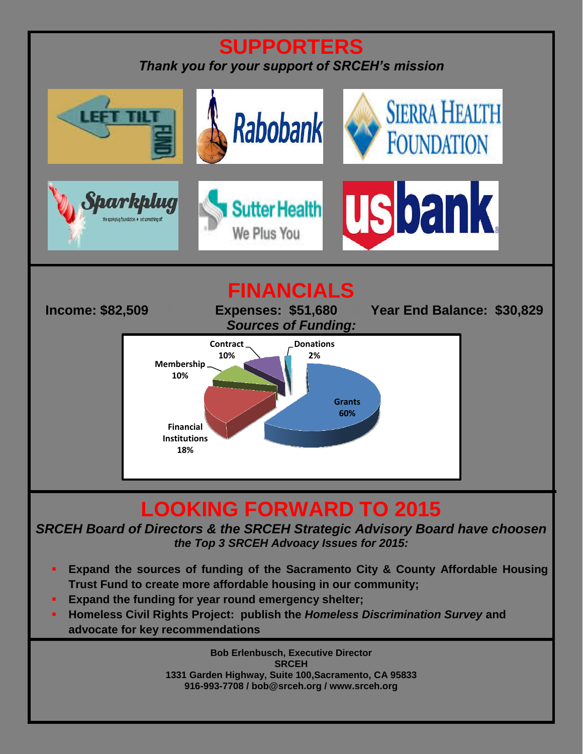# SUPPORTERS

***Thank you for your support of SRCEH's mission***

LEFT TILT FUND

Rabobank

SIERRA HEALTH FOUNDATION

Sparkplug

Sutter Health We Plus You

usbank

# FINANCIALS

**Income: $82,509** **Expenses: $51,680** **Year End Balance: $30,829**

***Sources of Funding:***

Contract 10%
Donations 2%
Membership 10%
Grants 60%
Financial Institutions 18%

# LOOKING FORWARD TO 2015

***SRCEH Board of Directors & the SRCEH Strategic Advisory Board have choosen the Top 3 SRCEH Advoacy Issues for 2015:***

- **Expand the sources of funding of the Sacramento City & County Affordable Housing Trust Fund to create more affordable housing in our community;**
- **Expand the funding for year round emergency shelter;**
- **Homeless Civil Rights Project: publish the *Homeless Discrimination Survey* and advocate for key recommendations**

**Bob Erlenbusch, Executive Director**
**SRCEH**
**1331 Garden Highway, Suite 100,Sacramento, CA 95833**
**916-993-7708 / bob@srceh.org / www.srceh.org**